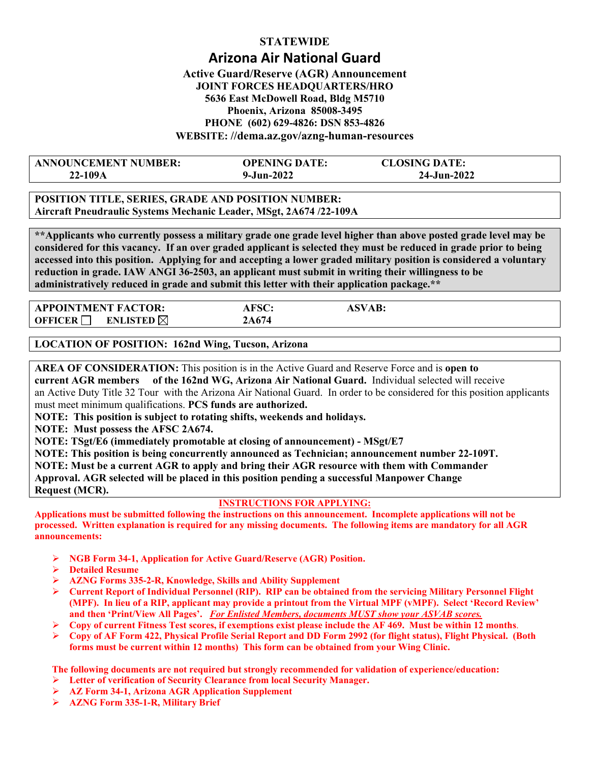**STATEWIDE**

# Arizona Air National Guard

**Active Guard/Reserve (AGR) Announcement**
**JOINT FORCES HEADQUARTERS/HRO**
**5636 East McDowell Road, Bldg M5710**
**Phoenix, Arizona 85008-3495**
**PHONE (602) 629-4826: DSN 853-4826**
**WEBSITE: //dema.az.gov/azng-human-resources**

| ANNOUNCEMENT NUMBER: | OPENING DATE: | CLOSING DATE: |
|---|---|---|
| 22-109A | 9-Jun-2022 | 24-Jun-2022 |

**POSITION TITLE, SERIES, GRADE AND POSITION NUMBER:**
**Aircraft Pneudraulic Systems Mechanic Leader, MSgt, 2A674 /22-109A**

****Applicants who currently possess a military grade one grade level higher than above posted grade level may be considered for this vacancy. If an over graded applicant is selected they must be reduced in grade prior to being accessed into this position. Applying for and accepting a lower graded military position is considered a voluntary reduction in grade. IAW ANGI 36-2503, an applicant must submit in writing their willingness to be administratively reduced in grade and submit this letter with their application package.****

| APPOINTMENT FACTOR: | AFSC: | ASVAB: |
|---|---|---|
| OFFICER ☐ ENLISTED ☒ | 2A674 | |

**LOCATION OF POSITION: 162nd Wing, Tucson, Arizona**

**AREA OF CONSIDERATION:** This position is in the Active Guard and Reserve Force and is **open to current AGR members of the 162nd WG, Arizona Air National Guard.** Individual selected will receive an Active Duty Title 32 Tour with the Arizona Air National Guard. In order to be considered for this position applicants must meet minimum qualifications. **PCS funds are authorized.**

**NOTE: This position is subject to rotating shifts, weekends and holidays.**

**NOTE: Must possess the AFSC 2A674.**

**NOTE: TSgt/E6 (immediately promotable at closing of announcement) - MSgt/E7**

**NOTE: This position is being concurrently announced as Technician; announcement number 22-109T.**

**NOTE: Must be a current AGR to apply and bring their AGR resource with them with Commander Approval. AGR selected will be placed in this position pending a successful Manpower Change Request (MCR).**

**INSTRUCTIONS FOR APPLYING:**

**Applications must be submitted following the instructions on this announcement. Incomplete applications will not be processed. Written explanation is required for any missing documents. The following items are mandatory for all AGR announcements:**

- **NGB Form 34-1, Application for Active Guard/Reserve (AGR) Position.**
- **Detailed Resume**
- **AZNG Forms 335-2-R, Knowledge, Skills and Ability Supplement**
- **Current Report of Individual Personnel (RIP). RIP can be obtained from the servicing Military Personnel Flight (MPF). In lieu of a RIP, applicant may provide a printout from the Virtual MPF (vMPF). Select 'Record Review' and then 'Print/View All Pages'. *For Enlisted Members, documents MUST show your ASVAB scores.***
- **Copy of current Fitness Test scores, if exemptions exist please include the AF 469. Must be within 12 months.**
- **Copy of AF Form 422, Physical Profile Serial Report and DD Form 2992 (for flight status), Flight Physical. (Both forms must be current within 12 months) This form can be obtained from your Wing Clinic.**

**The following documents are not required but strongly recommended for validation of experience/education:**

- **Letter of verification of Security Clearance from local Security Manager.**
- **AZ Form 34-1, Arizona AGR Application Supplement**
- **AZNG Form 335-1-R, Military Brief**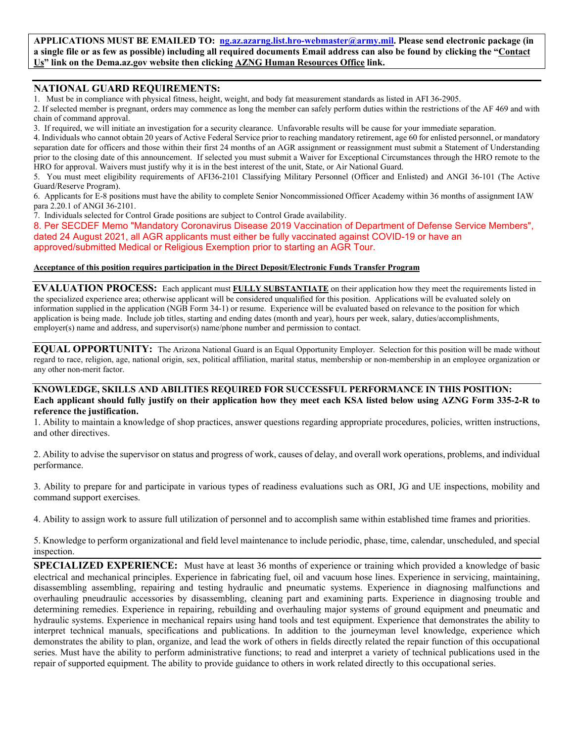**APPLICATIONS MUST BE EMAILED TO: ng.az.azarng.list.hro-webmaster@army.mil. Please send electronic package (in a single file or as few as possible) including all required documents Email address can also be found by clicking the "Contact Us" link on the Dema.az.gov website then clicking AZNG Human Resources Office link.**

## NATIONAL GUARD REQUIREMENTS:

1. Must be in compliance with physical fitness, height, weight, and body fat measurement standards as listed in AFI 36-2905.
2. If selected member is pregnant, orders may commence as long the member can safely perform duties within the restrictions of the AF 469 and with chain of command approval.
3. If required, we will initiate an investigation for a security clearance. Unfavorable results will be cause for your immediate separation.
4. Individuals who cannot obtain 20 years of Active Federal Service prior to reaching mandatory retirement, age 60 for enlisted personnel, or mandatory separation date for officers and those within their first 24 months of an AGR assignment or reassignment must submit a Statement of Understanding prior to the closing date of this announcement. If selected you must submit a Waiver for Exceptional Circumstances through the HRO remote to the HRO for approval. Waivers must justify why it is in the best interest of the unit, State, or Air National Guard.
5. You must meet eligibility requirements of AFI36-2101 Classifying Military Personnel (Officer and Enlisted) and ANGI 36-101 (The Active Guard/Reserve Program).
6. Applicants for E-8 positions must have the ability to complete Senior Noncommissioned Officer Academy within 36 months of assignment IAW para 2.20.1 of ANGI 36-2101.
7. Individuals selected for Control Grade positions are subject to Control Grade availability.
8. Per SECDEF Memo "Mandatory Coronavirus Disease 2019 Vaccination of Department of Defense Service Members", dated 24 August 2021, all AGR applicants must either be fully vaccinated against COVID-19 or have an approved/submitted Medical or Religious Exemption prior to starting an AGR Tour.

**Acceptance of this position requires participation in the Direct Deposit/Electronic Funds Transfer Program**

**EVALUATION PROCESS:** Each applicant must **FULLY SUBSTANTIATE** on their application how they meet the requirements listed in the specialized experience area; otherwise applicant will be considered unqualified for this position. Applications will be evaluated solely on information supplied in the application (NGB Form 34-1) or resume. Experience will be evaluated based on relevance to the position for which application is being made. Include job titles, starting and ending dates (month and year), hours per week, salary, duties/accomplishments, employer(s) name and address, and supervisor(s) name/phone number and permission to contact.

**EQUAL OPPORTUNITY:** The Arizona National Guard is an Equal Opportunity Employer. Selection for this position will be made without regard to race, religion, age, national origin, sex, political affiliation, marital status, membership or non-membership in an employee organization or any other non-merit factor.

**KNOWLEDGE, SKILLS AND ABILITIES REQUIRED FOR SUCCESSFUL PERFORMANCE IN THIS POSITION: Each applicant should fully justify on their application how they meet each KSA listed below using AZNG Form 335-2-R to reference the justification.**

1. Ability to maintain a knowledge of shop practices, answer questions regarding appropriate procedures, policies, written instructions, and other directives.

2. Ability to advise the supervisor on status and progress of work, causes of delay, and overall work operations, problems, and individual performance.

3. Ability to prepare for and participate in various types of readiness evaluations such as ORI, JG and UE inspections, mobility and command support exercises.

4. Ability to assign work to assure full utilization of personnel and to accomplish same within established time frames and priorities.

5. Knowledge to perform organizational and field level maintenance to include periodic, phase, time, calendar, unscheduled, and special inspection.

**SPECIALIZED EXPERIENCE:** Must have at least 36 months of experience or training which provided a knowledge of basic electrical and mechanical principles. Experience in fabricating fuel, oil and vacuum hose lines. Experience in servicing, maintaining, disassembling assembling, repairing and testing hydraulic and pneumatic systems. Experience in diagnosing malfunctions and overhauling pneudraulic accessories by disassembling, cleaning part and examining parts. Experience in diagnosing trouble and determining remedies. Experience in repairing, rebuilding and overhauling major systems of ground equipment and pneumatic and hydraulic systems. Experience in mechanical repairs using hand tools and test equipment. Experience that demonstrates the ability to interpret technical manuals, specifications and publications. In addition to the journeyman level knowledge, experience which demonstrates the ability to plan, organize, and lead the work of others in fields directly related the repair function of this occupational series. Must have the ability to perform administrative functions; to read and interpret a variety of technical publications used in the repair of supported equipment. The ability to provide guidance to others in work related directly to this occupational series.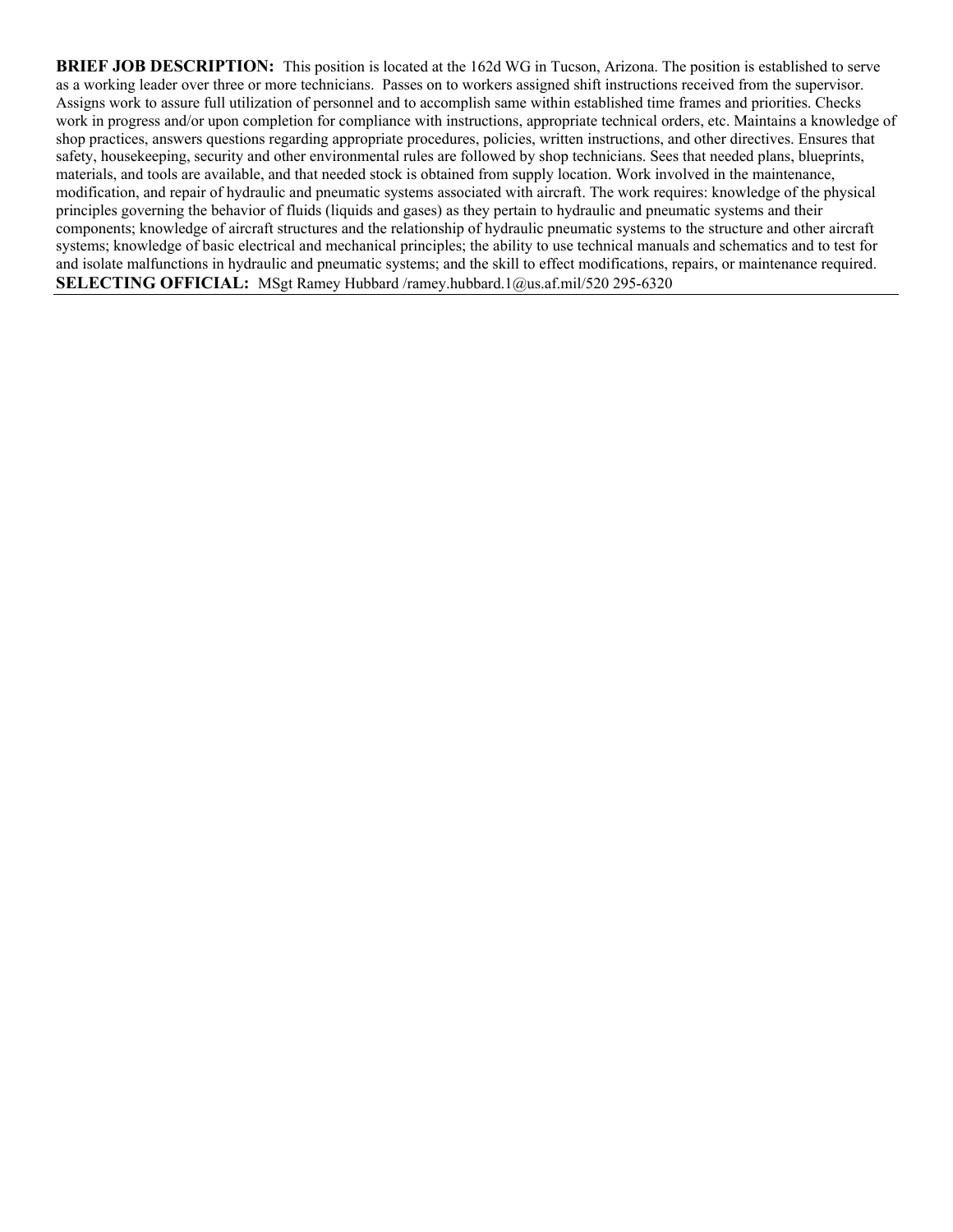**BRIEF JOB DESCRIPTION:** This position is located at the 162d WG in Tucson, Arizona. The position is established to serve as a working leader over three or more technicians. Passes on to workers assigned shift instructions received from the supervisor. Assigns work to assure full utilization of personnel and to accomplish same within established time frames and priorities. Checks work in progress and/or upon completion for compliance with instructions, appropriate technical orders, etc. Maintains a knowledge of shop practices, answers questions regarding appropriate procedures, policies, written instructions, and other directives. Ensures that safety, housekeeping, security and other environmental rules are followed by shop technicians. Sees that needed plans, blueprints, materials, and tools are available, and that needed stock is obtained from supply location. Work involved in the maintenance, modification, and repair of hydraulic and pneumatic systems associated with aircraft. The work requires: knowledge of the physical principles governing the behavior of fluids (liquids and gases) as they pertain to hydraulic and pneumatic systems and their components; knowledge of aircraft structures and the relationship of hydraulic pneumatic systems to the structure and other aircraft systems; knowledge of basic electrical and mechanical principles; the ability to use technical manuals and schematics and to test for and isolate malfunctions in hydraulic and pneumatic systems; and the skill to effect modifications, repairs, or maintenance required.

**SELECTING OFFICIAL:** MSgt Ramey Hubbard /ramey.hubbard.1@us.af.mil/520 295-6320